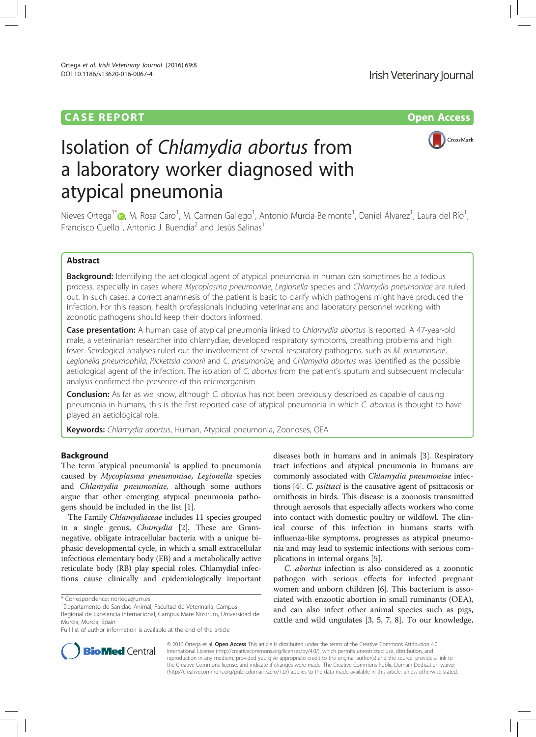CASE REPORT Open Access

# Isolation of *Chlamydia abortus* from a laboratory worker diagnosed with atypical pneumonia

Nieves Ortega[1*], M. Rosa Caro[1], M. Carmen Gallego[1], Antonio Murcia-Belmonte[1], Daniel Álvarez[1], Laura del Río[1], Francisco Cuello[1], Antonio J. Buendía[2] and Jesús Salinas[1]

## Abstract

**Background:** Identifying the aetiological agent of atypical pneumonia in human can sometimes be a tedious process, especially in cases where *Mycoplasma pneumoniae*, *Legionella* species and *Chlamydia pneumoniae* are ruled out. In such cases, a correct anamnesis of the patient is basic to clarify which pathogens might have produced the infection. For this reason, health professionals including veterinarians and laboratory personnel working with zoonotic pathogens should keep their doctors informed.

**Case presentation:** A human case of atypical pneumonia linked to *Chlamydia abortus* is reported. A 47-year-old male, a veterinarian researcher into chlamydiae, developed respiratory symptoms, breathing problems and high fever. Serological analyses ruled out the involvement of several respiratory pathogens, such as *M. pneumoniae*, *Legionella pneumophila*, *Rickettsia conorii* and *C. pneumoniae*, and *Chlamydia abortus* was identified as the possible aetiological agent of the infection. The isolation of *C. abortus* from the patient's sputum and subsequent molecular analysis confirmed the presence of this microorganism.

**Conclusion:** As far as we know, although *C. abortus* has not been previously described as capable of causing pneumonia in humans, this is the first reported case of atypical pneumonia in which *C. abortus* is thought to have played an aetiological role.

**Keywords:** *Chlamydia abortus*, Human, Atypical pneumonia, Zoonoses, OEA

## Background

The term 'atypical pneumonia' is applied to pneumonia caused by *Mycoplasma pneumoniae*, *Legionella* species and *Chlamydia pneumoniae*, although some authors argue that other emerging atypical pneumonia pathogens should be included in the list [1].

The Family *Chlamydiaceae* includes 11 species grouped in a single genus, *Chamydia* [2]. These are Gram-negative, obligate intracellular bacteria with a unique biphasic developmental cycle, in which a small extracellular infectious elementary body (EB) and a metabolically active reticulate body (RB) play special roles. Chlamydial infections cause clinically and epidemiologically important diseases both in humans and in animals [3]. Respiratory tract infections and atypical pneumonia in humans are commonly associated with *Chlamydia pneumoniae* infections [4]. *C. psittaci* is the causative agent of psittacosis or ornithosis in birds. This disease is a zoonosis transmitted through aerosols that especially affects workers who come into contact with domestic poultry or wildfowl. The clinical course of this infection in humans starts with influenza-like symptoms, progresses as atypical pneumonia and may lead to systemic infections with serious complications in internal organs [5].

*C. abortus* infection is also considered as a zoonotic pathogen with serious effects for infected pregnant women and unborn children [6]. This bacterium is associated with enzootic abortion in small ruminants (OEA), and can also infect other animal species such as pigs, cattle and wild ungulates [3, 5, 7, 8]. To our knowledge,

\* Correspondence: nortega@um.es
[1]Departamento de Sanidad Animal, Facultad de Veterinaria, Campus Regional de Excelencia internacional, Campus Mare Nostrum, Universidad de Murcia, Murcia, Spain
Full list of author information is available at the end of the article

© 2016 Ortega et al. **Open Access** This article is distributed under the terms of the Creative Commons Attribution 4.0 International License (http://creativecommons.org/licenses/by/4.0/), which permits unrestricted use, distribution, and reproduction in any medium, provided you give appropriate credit to the original author(s) and the source, provide a link to the Creative Commons license, and indicate if changes were made. The Creative Commons Public Domain Dedication waiver (http://creativecommons.org/publicdomain/zero/1.0/) applies to the data made available in this article, unless otherwise stated.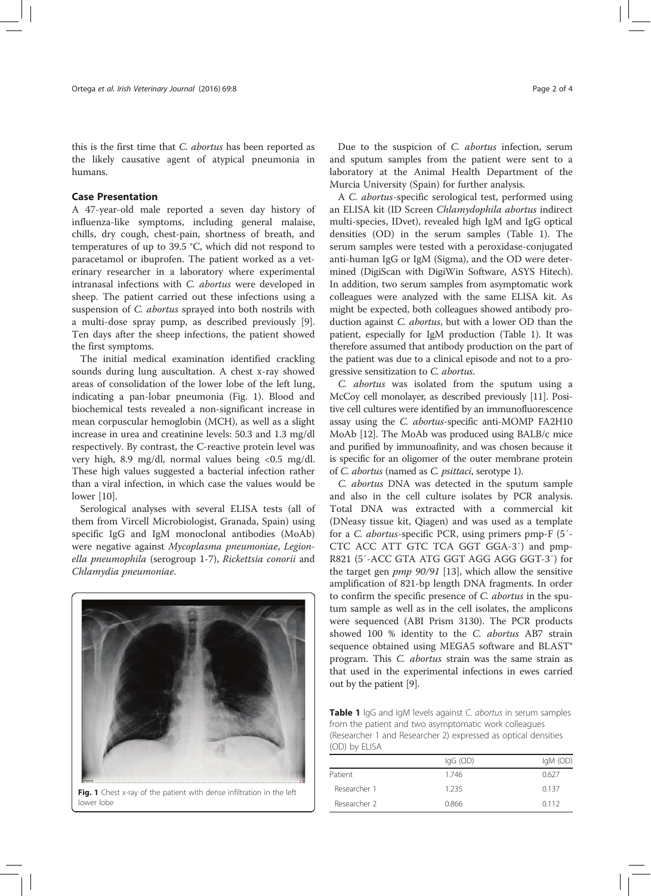this is the first time that *C. abortus* has been reported as the likely causative agent of atypical pneumonia in humans.

## Case Presentation

A 47-year-old male reported a seven day history of influenza-like symptoms, including general malaise, chills, dry cough, chest-pain, shortness of breath, and temperatures of up to 39.5 °C, which did not respond to paracetamol or ibuprofen. The patient worked as a veterinary researcher in a laboratory where experimental intranasal infections with *C. abortus* were developed in sheep. The patient carried out these infections using a suspension of *C. abortus* sprayed into both nostrils with a multi-dose spray pump, as described previously [9]. Ten days after the sheep infections, the patient showed the first symptoms.

The initial medical examination identified crackling sounds during lung auscultation. A chest x-ray showed areas of consolidation of the lower lobe of the left lung, indicating a pan-lobar pneumonia (Fig. 1). Blood and biochemical tests revealed a non-significant increase in mean corpuscular hemoglobin (MCH), as well as a slight increase in urea and creatinine levels: 50.3 and 1.3 mg/dl respectively. By contrast, the C-reactive protein level was very high, 8.9 mg/dl, normal values being <0.5 mg/dl. These high values suggested a bacterial infection rather than a viral infection, in which case the values would be lower [10].

Serological analyses with several ELISA tests (all of them from Vircell Microbiologist, Granada, Spain) using specific IgG and IgM monoclonal antibodies (MoAb) were negative against *Mycoplasma pneumoniae*, *Legionella pneumophila* (serogroup 1-7), *Rickettsia conorii* and *Chlamydia pneumoniae*.

Fig. 1 Chest x-ray of the patient with dense infiltration in the left lower lobe

Due to the suspicion of *C. abortus* infection, serum and sputum samples from the patient were sent to a laboratory at the Animal Health Department of the Murcia University (Spain) for further analysis.

A *C. abortus*-specific serological test, performed using an ELISA kit (ID Screen *Chlamydophila abortus* indirect multi-species, IDvet), revealed high IgM and IgG optical densities (OD) in the serum samples (Table 1). The serum samples were tested with a peroxidase-conjugated anti-human IgG or IgM (Sigma), and the OD were determined (DigiScan with DigiWin Software, ASYS Hitech). In addition, two serum samples from asymptomatic work colleagues were analyzed with the same ELISA kit. As might be expected, both colleagues showed antibody production against *C. abortus*, but with a lower OD than the patient, especially for IgM production (Table 1). It was therefore assumed that antibody production on the part of the patient was due to a clinical episode and not to a progressive sensitization to *C. abortus*.

*C. abortus* was isolated from the sputum using a McCoy cell monolayer, as described previously [11]. Positive cell cultures were identified by an immunofluorescence assay using the *C. abortus*-specific anti-MOMP FA2H10 MoAb [12]. The MoAb was produced using BALB/c mice and purified by immunoafinity, and was chosen because it is specific for an oligomer of the outer membrane protein of *C. abortus* (named as *C. psittaci*, serotype 1).

*C. abortus* DNA was detected in the sputum sample and also in the cell culture isolates by PCR analysis. Total DNA was extracted with a commercial kit (DNeasy tissue kit, Qiagen) and was used as a template for a *C. abortus*-specific PCR, using primers pmp-F (5′-CTC ACC ATT GTC TCA GGT GGA-3′) and pmp-R821 (5′-ACC GTA ATG GGT AGG AGG GGT-3′) for the target gen *pmp 90/91* [13], which allow the sensitive amplification of 821-bp length DNA fragments. In order to confirm the specific presence of *C. abortus* in the sputum sample as well as in the cell isolates, the amplicons were sequenced (ABI Prism 3130). The PCR products showed 100 % identity to the *C. abortus* AB7 strain sequence obtained using MEGA5 software and BLAST® program. This *C. abortus* strain was the same strain as that used in the experimental infections in ewes carried out by the patient [9].

**Table 1** IgG and IgM levels against *C. abortus* in serum samples from the patient and two asymptomatic work colleagues (Researcher 1 and Researcher 2) expressed as optical densities (OD) by ELISA

| | IgG (OD) | IgM (OD) |
|---|---|---|
| Patient | 1.746 | 0.627 |
| Researcher 1 | 1.235 | 0.137 |
| Researcher 2 | 0.866 | 0.112 |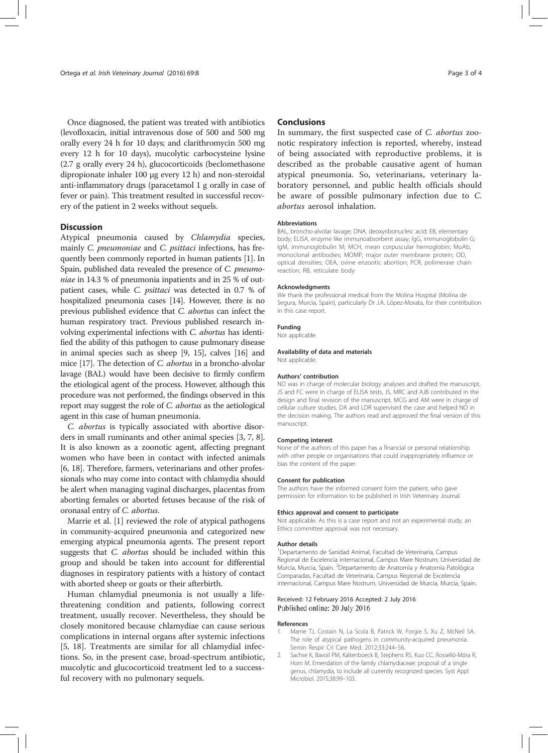Once diagnosed, the patient was treated with antibiotics (levofloxacin, initial intravenous dose of 500 and 500 mg orally every 24 h for 10 days; and clarithromycin 500 mg every 12 h for 10 days), mucolytic carbocysteine lysine (2.7 g orally every 24 h), glucocorticoids (beclomethasone dipropionate inhaler 100 μg every 12 h) and non-steroidal anti-inflammatory drugs (paracetamol 1 g orally in case of fever or pain). This treatment resulted in successful recovery of the patient in 2 weeks without sequels.

## Discussion

Atypical pneumonia caused by *Chlamydia* species, mainly *C. pneumoniae* and *C. psittaci* infections, has frequently been commonly reported in human patients [1]. In Spain, published data revealed the presence of *C. pneumoniae* in 14.3 % of pneumonia inpatients and in 25 % of outpatient cases, while *C. psittaci* was detected in 0.7 % of hospitalized pneumonia cases [14]. However, there is no previous published evidence that *C. abortus* can infect the human respiratory tract. Previous published research involving experimental infections with *C. abortus* has identified the ability of this pathogen to cause pulmonary disease in animal species such as sheep [9, 15], calves [16] and mice [17]. The detection of *C. abortus* in a broncho-alvolar lavage (BAL) would have been decisive to firmly confirm the etiological agent of the process. However, although this procedure was not performed, the findings observed in this report may suggest the role of *C. abortus* as the aetiological agent in this case of human pneumonia.

*C. abortus* is typically associated with abortive disorders in small ruminants and other animal species [3, 7, 8]. It is also known as a zoonotic agent, affecting pregnant women who have been in contact with infected animals [6, 18]. Therefore, farmers, veterinarians and other professionals who may come into contact with chlamydia should be alert when managing vaginal discharges, placentas from aborting females or aborted fetuses because of the risk of oronasal entry of *C. abortus*.

Marrie et al. [1] reviewed the role of atypical pathogens in community-acquired pneumonia and categorized new emerging atypical pneumonia agents. The present report suggests that *C. abortus* should be included within this group and should be taken into account for differential diagnoses in respiratory patients with a history of contact with aborted sheep or goats or their afterbirth.

Human chlamydial pneumonia is not usually a life-threatening condition and patients, following correct treatment, usually recover. Nevertheless, they should be closely monitored because chlamydiae can cause serious complications in internal organs after systemic infections [5, 18]. Treatments are similar for all chlamydial infections. So, in the present case, broad-spectrum antibiotic, mucolytic and glucocorticoid treatment led to a successful recovery with no pulmonary sequels.

## Conclusions

In summary, the first suspected case of *C. abortus* zoonotic respiratory infection is reported, whereby, instead of being associated with reproductive problems, it is described as the probable causative agent of human atypical pneumonia. So, veterinarians, veterinary laboratory personnel, and public health officials should be aware of possible pulmonary infection due to *C. abortus* aerosol inhalation.

#### Abbreviations

BAL, broncho-alvolar lavage; DNA, deoxyribonucleic acid; EB, elementary body; ELISA, enzyme like immunoabsorbent assay; IgG, immunoglobulin G; IgM, immunoglobulin M; MCH, mean corpuscular hemoglobin; MoAb, monoclonal antibodies; MOMP, major outer membrane protein; OD, optical densities; OEA, ovine enzootic abortion; PCR, polimerase chain reaction; RB, reticulate body

#### Acknowledgments

We thank the professional medical from the Molina Hospital (Molina de Segura, Murcia, Spain), particularly Dr J.A. López-Morata, for their contribution in this case report.

#### Funding

Not applicable.

#### Availability of data and materials

Not applicable.

#### Authors' contribution

NO was in charge of molecular biology analyses and drafted the manuscript, JS and FC were in charge of ELISA tests, JS, MRC and AJB contributed in the design and final revision of the manuscript, MCG and AM were in charge of cellular culture studies, DA and LDR supervised the case and helped NO in the decision making. The authors read and approved the final version of this manuscript.

#### Competing interest

None of the authors of this paper has a financial or personal relationship with other people or organisations that could inappropriately influence or bias the content of the paper.

#### Consent for publication

The authors have the informed consent form the patient, who gave permission for information to be published in Irish Veterinary Journal.

#### Ethics approval and consent to participate

Not applicable. As this is a case report and not an experimental study, an Ethics committee approval was not necessary.

#### Author details

[1]Departamento de Sanidad Animal, Facultad de Veterinaria, Campus Regional de Excelencia internacional, Campus Mare Nostrum, Universidad de Murcia, Murcia, Spain. [2]Departamento de Anatomía y Anatomía Patológica Comparadas, Facultad de Veterinaria, Campus Regional de Excelencia internacional, Campus Mare Nostrum, Universidad de Murcia, Murcia, Spain.

Received: 12 February 2016 Accepted: 2 July 2016
Published online: 20 July 2016

#### References

1. Marrie TJ, Costain N, La Scola B, Patrick W, Forgie S, Xu Z, McNeil SA. The role of atypical pathogens in community-acquired pneumonia. Semin Respir Cri Care Med. 2012;33:244–56.
2. Sachse K, Bavoil PM, Kaltenboeck B, Stephens RS, Kuo CC, Rosselló-Móra R, Horn M. Emendation of the family chlamydiaceae: proposal of a single genus, chlamydia, to include all currently recognized species. Syst Appl Microbiol. 2015;38:99–103.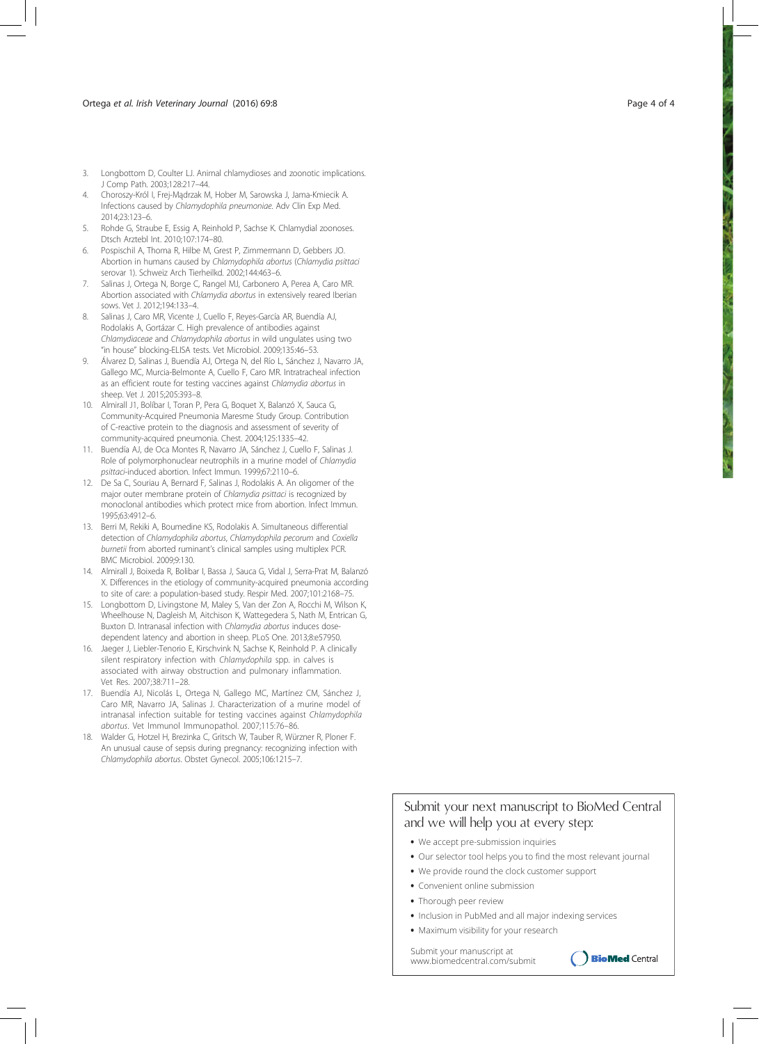3. Longbottom D, Coulter LJ. Animal chlamydioses and zoonotic implications. J Comp Path. 2003;128:217–44.
4. Choroszy-Król I, Frej-Mądrzak M, Hober M, Sarowska J, Jama-Kmiecik A. Infections caused by *Chlamydophila pneumoniae*. Adv Clin Exp Med. 2014;23:123–6.
5. Rohde G, Straube E, Essig A, Reinhold P, Sachse K. Chlamydial zoonoses. Dtsch Arztebl Int. 2010;107:174–80.
6. Pospischil A, Thoma R, Hilbe M, Grest P, Zimmermann D, Gebbers JO. Abortion in humans caused by *Chlamydophila abortus* (*Chlamydia psittaci* serovar 1). Schweiz Arch Tierheilkd. 2002;144:463–6.
7. Salinas J, Ortega N, Borge C, Rangel MJ, Carbonero A, Perea A, Caro MR. Abortion associated with *Chlamydia abortus* in extensively reared Iberian sows. Vet J. 2012;194:133–4.
8. Salinas J, Caro MR, Vicente J, Cuello F, Reyes-García AR, Buendía AJ, Rodolakis A, Gortázar C. High prevalence of antibodies against *Chlamydiaceae* and *Chlamydophila abortus* in wild ungulates using two "in house" blocking-ELISA tests. Vet Microbiol. 2009;135:46–53.
9. Álvarez D, Salinas J, Buendía AJ, Ortega N, del Río L, Sánchez J, Navarro JA, Gallego MC, Murcia-Belmonte A, Cuello F, Caro MR. Intratracheal infection as an efficient route for testing vaccines against *Chlamydia abortus* in sheep. Vet J. 2015;205:393–8.
10. Almirall J1, Bolíbar I, Toran P, Pera G, Boquet X, Balanzó X, Sauca G, Community-Acquired Pneumonia Maresme Study Group. Contribution of C-reactive protein to the diagnosis and assessment of severity of community-acquired pneumonia. Chest. 2004;125:1335–42.
11. Buendía AJ, de Oca Montes R, Navarro JA, Sánchez J, Cuello F, Salinas J. Role of polymorphonuclear neutrophils in a murine model of *Chlamydia psittaci*-induced abortion. Infect Immun. 1999;67:2110–6.
12. De Sa C, Souriau A, Bernard F, Salinas J, Rodolakis A. An oligomer of the major outer membrane protein of *Chlamydia psittaci* is recognized by monoclonal antibodies which protect mice from abortion. Infect Immun. 1995;63:4912–6.
13. Berri M, Rekiki A, Boumedine KS, Rodolakis A. Simultaneous differential detection of *Chlamydophila abortus*, *Chlamydophila pecorum* and *Coxiella burnetii* from aborted ruminant's clinical samples using multiplex PCR. BMC Microbiol. 2009;9:130.
14. Almirall J, Boixeda R, Bolibar I, Bassa J, Sauca G, Vidal J, Serra-Prat M, Balanzó X. Differences in the etiology of community-acquired pneumonia according to site of care: a population-based study. Respir Med. 2007;101:2168–75.
15. Longbottom D, Livingstone M, Maley S, Van der Zon A, Rocchi M, Wilson K, Wheelhouse N, Dagleish M, Aitchison K, Wattegedera S, Nath M, Entrican G, Buxton D. Intranasal infection with *Chlamydia abortus* induces dose-dependent latency and abortion in sheep. PLoS One. 2013;8:e57950.
16. Jaeger J, Liebler-Tenorio E, Kirschvink N, Sachse K, Reinhold P. A clinically silent respiratory infection with *Chlamydophila* spp. in calves is associated with airway obstruction and pulmonary inflammation. Vet Res. 2007;38:711–28.
17. Buendía AJ, Nicolás L, Ortega N, Gallego MC, Martínez CM, Sánchez J, Caro MR, Navarro JA, Salinas J. Characterization of a murine model of intranasal infection suitable for testing vaccines against *Chlamydophila abortus*. Vet Immunol Immunopathol. 2007;115:76–86.
18. Walder G, Hotzel H, Brezinka C, Gritsch W, Tauber R, Würzner R, Ploner F. An unusual cause of sepsis during pregnancy: recognizing infection with *Chlamydophila abortus*. Obstet Gynecol. 2005;106:1215–7.

Submit your next manuscript to BioMed Central and we will help you at every step:

- We accept pre-submission inquiries
- Our selector tool helps you to find the most relevant journal
- We provide round the clock customer support
- Convenient online submission
- Thorough peer review
- Inclusion in PubMed and all major indexing services
- Maximum visibility for your research

Submit your manuscript at www.biomedcentral.com/submit

BioMed Central